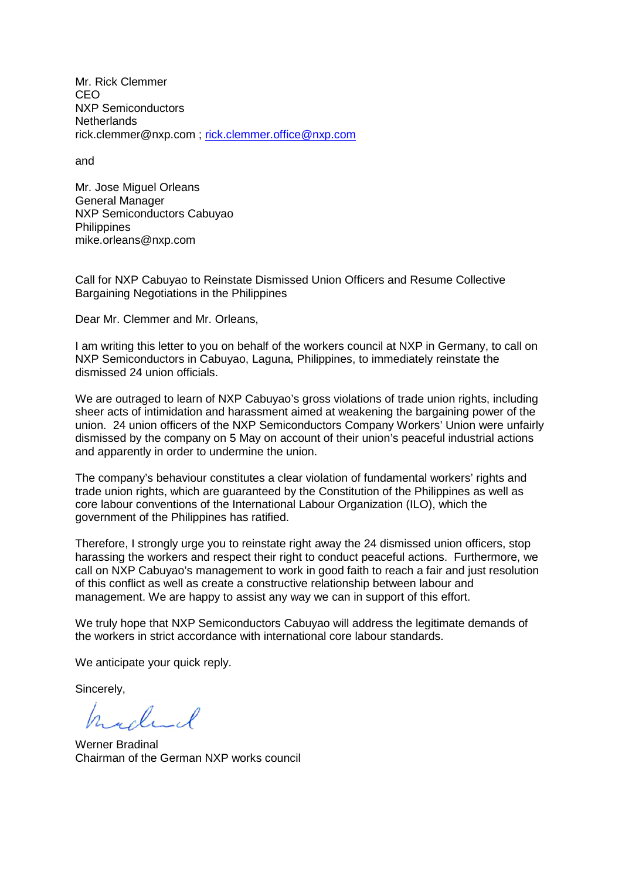Mr. Rick Clemmer
CEO
NXP Semiconductors
Netherlands
rick.clemmer@nxp.com ; rick.clemmer.office@nxp.com

and

Mr. Jose Miguel Orleans
General Manager
NXP Semiconductors Cabuyao
Philippines
mike.orleans@nxp.com

Call for NXP Cabuyao to Reinstate Dismissed Union Officers and Resume Collective Bargaining Negotiations in the Philippines

Dear Mr. Clemmer and Mr. Orleans,

I am writing this letter to you on behalf of the workers council at NXP in Germany, to call on NXP Semiconductors in Cabuyao, Laguna, Philippines, to immediately reinstate the dismissed 24 union officials.

We are outraged to learn of NXP Cabuyao's gross violations of trade union rights, including sheer acts of intimidation and harassment aimed at weakening the bargaining power of the union. 24 union officers of the NXP Semiconductors Company Workers' Union were unfairly dismissed by the company on 5 May on account of their union's peaceful industrial actions and apparently in order to undermine the union.

The company's behaviour constitutes a clear violation of fundamental workers' rights and trade union rights, which are guaranteed by the Constitution of the Philippines as well as core labour conventions of the International Labour Organization (ILO), which the government of the Philippines has ratified.

Therefore, I strongly urge you to reinstate right away the 24 dismissed union officers, stop harassing the workers and respect their right to conduct peaceful actions. Furthermore, we call on NXP Cabuyao's management to work in good faith to reach a fair and just resolution of this conflict as well as create a constructive relationship between labour and management. We are happy to assist any way we can in support of this effort.

We truly hope that NXP Semiconductors Cabuyao will address the legitimate demands of the workers in strict accordance with international core labour standards.

We anticipate your quick reply.

Sincerely,

Werner Bradinal
Chairman of the German NXP works council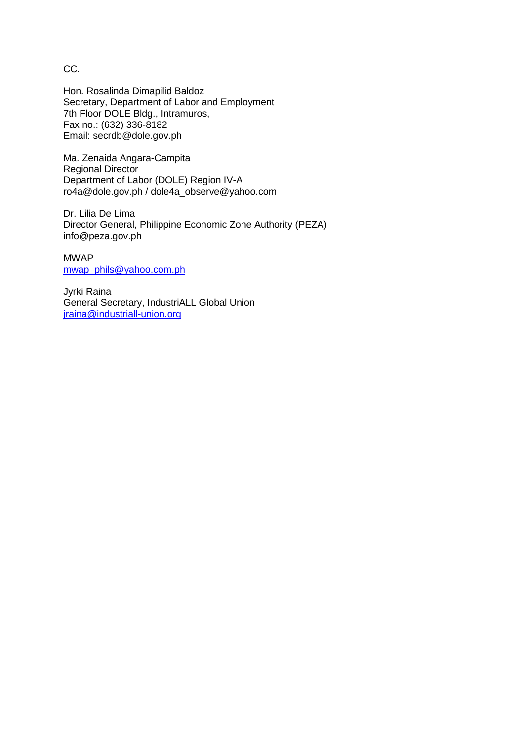CC.

Hon. Rosalinda Dimapilid Baldoz
Secretary, Department of Labor and Employment
7th Floor DOLE Bldg., Intramuros,
Fax no.: (632) 336-8182
Email: secrdb@dole.gov.ph

Ma. Zenaida Angara-Campita
Regional Director
Department of Labor (DOLE) Region IV-A
ro4a@dole.gov.ph / dole4a_observe@yahoo.com

Dr. Lilia De Lima
Director General, Philippine Economic Zone Authority (PEZA)
info@peza.gov.ph

MWAP
mwap_phils@yahoo.com.ph

Jyrki Raina
General Secretary, IndustriALL Global Union
jraina@industriall-union.org